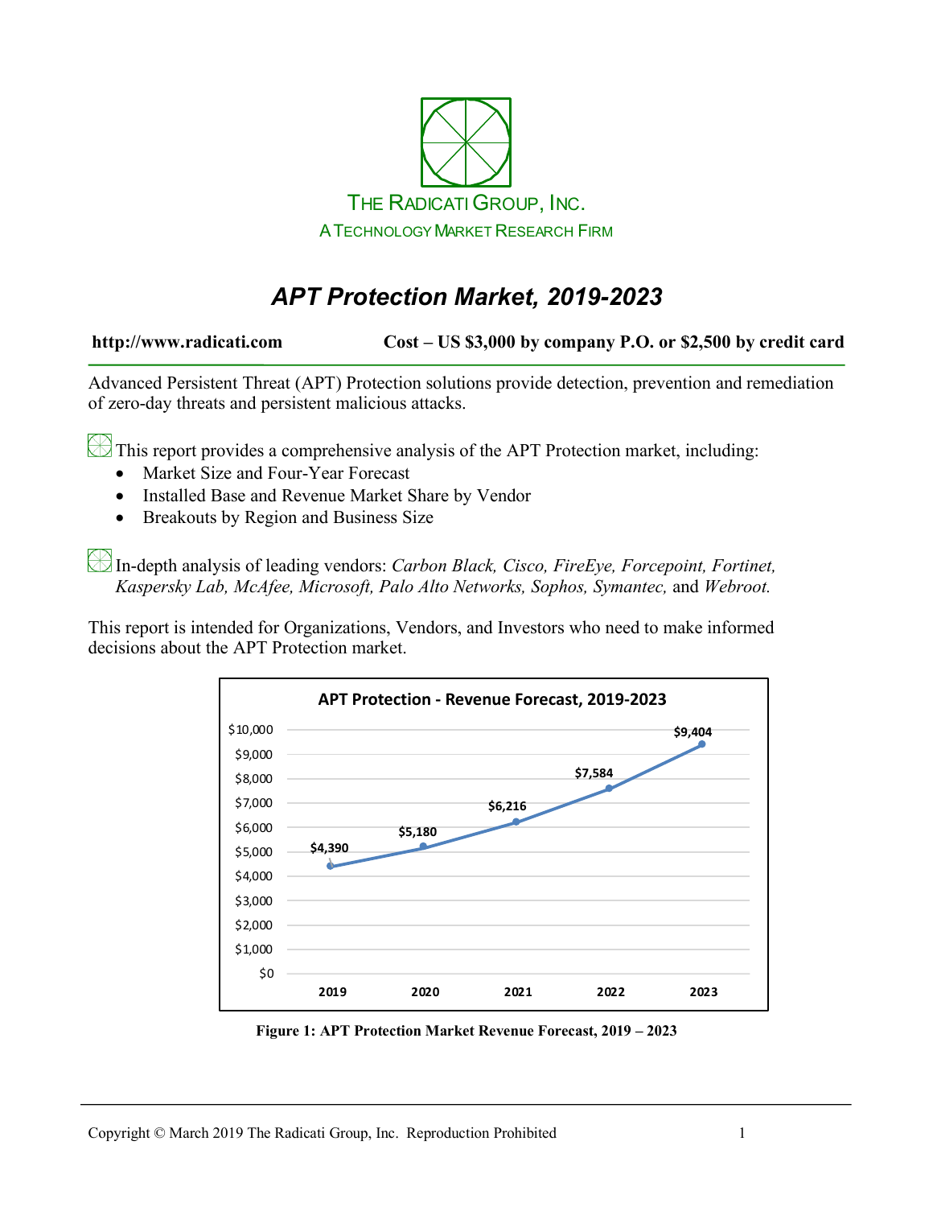THE RADICATI GROUP, INC.

A TECHNOLOGY MARKET RESEARCH FIRM

# *APT Protection Market, 2019-2023*

**http://www.radicati.com** **Cost – US $3,000 by company P.O. or $2,500 by credit card**

Advanced Persistent Threat (APT) Protection solutions provide detection, prevention and remediation of zero-day threats and persistent malicious attacks.

This report provides a comprehensive analysis of the APT Protection market, including:

- Market Size and Four-Year Forecast
- Installed Base and Revenue Market Share by Vendor
- Breakouts by Region and Business Size

In-depth analysis of leading vendors: *Carbon Black, Cisco, FireEye, Forcepoint, Fortinet, Kaspersky Lab, McAfee, Microsoft, Palo Alto Networks, Sophos, Symantec,* and *Webroot.*

This report is intended for Organizations, Vendors, and Investors who need to make informed decisions about the APT Protection market.

**APT Protection - Revenue Forecast, 2019-2023**

| Year | Revenue |
|---|---|
| 2019 | $4,390 |
| 2020 | $5,180 |
| 2021 | $6,216 |
| 2022 | $7,584 |
| 2023 | $9,404 |

**Figure 1: APT Protection Market Revenue Forecast, 2019 – 2023**

Copyright © March 2019 The Radicati Group, Inc. Reproduction Prohibited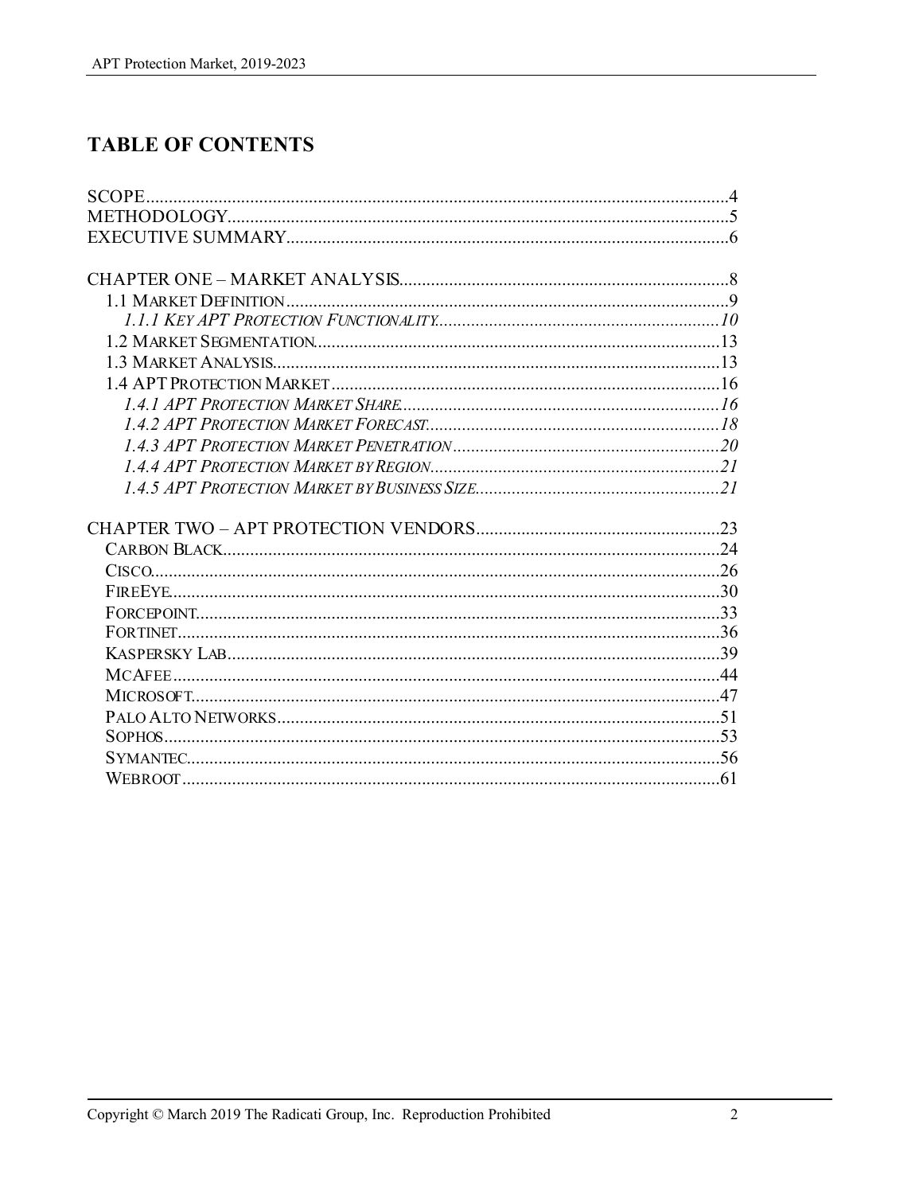# TABLE OF CONTENTS

SCOPE....................................................................................................................4
METHODOLOGY...................................................................................................5
EXECUTIVE SUMMARY........................................................................................6

CHAPTER ONE – MARKET ANALYSIS.................................................................8
- 1.1 MARKET DEFINITION.....................................................................................9
  - *1.1.1 KEY APT PROTECTION FUNCTIONALITY*.............................................10
- 1.2 MARKET SEGMENTATION............................................................................13
- 1.3 MARKET ANALYSIS.......................................................................................13
- 1.4 APT PROTECTION MARKET.........................................................................16
  - *1.4.1 APT PROTECTION MARKET SHARE*......................................................16
  - *1.4.2 APT PROTECTION MARKET FORECAST*.................................................18
  - *1.4.3 APT PROTECTION MARKET PENETRATION*...........................................20
  - *1.4.4 APT PROTECTION MARKET BY REGION*................................................21
  - *1.4.5 APT PROTECTION MARKET BY BUSINESS SIZE*.....................................21

CHAPTER TWO – APT PROTECTION VENDORS.................................................23
- CARBON BLACK................................................................................................24
- CISCO...............................................................................................................26
- FIREEYE...........................................................................................................30
- FORCEPOINT.....................................................................................................33
- FORTINET.........................................................................................................36
- KASPERSKY LAB...............................................................................................39
- MCAFEE...........................................................................................................44
- MICROSOFT......................................................................................................47
- PALO ALTO NETWORKS.....................................................................................51
- SOPHOS............................................................................................................53
- SYMANTEC........................................................................................................56
- WEBROOT.........................................................................................................61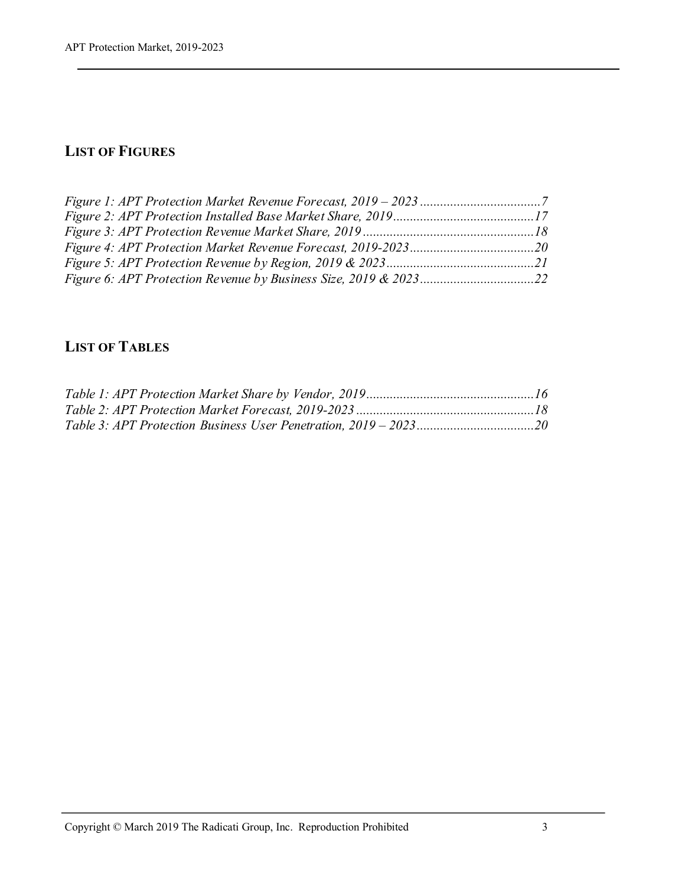## LIST OF FIGURES

*Figure 1: APT Protection Market Revenue Forecast, 2019 – 2023 ....................................7*
*Figure 2: APT Protection Installed Base Market Share, 2019..........................................17*
*Figure 3: APT Protection Revenue Market Share, 2019...................................................18*
*Figure 4: APT Protection Market Revenue Forecast, 2019-2023.....................................20*
*Figure 5: APT Protection Revenue by Region, 2019 & 2023............................................21*
*Figure 6: APT Protection Revenue by Business Size, 2019 & 2023..................................22*

## LIST OF TABLES

*Table 1: APT Protection Market Share by Vendor, 2019..................................................16*
*Table 2: APT Protection Market Forecast, 2019-2023.....................................................18*
*Table 3: APT Protection Business User Penetration, 2019 – 2023...................................20*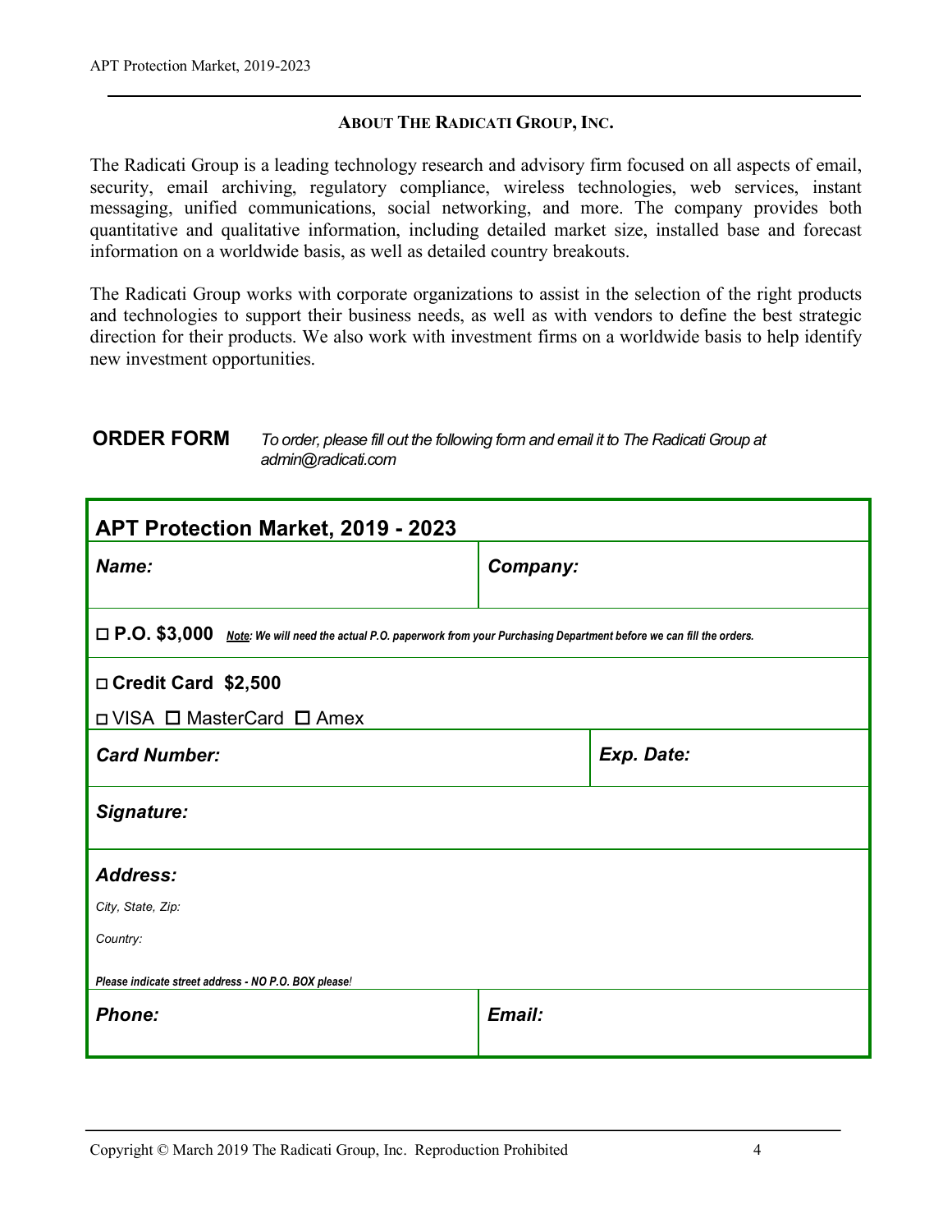## About The Radicati Group, Inc.

The Radicati Group is a leading technology research and advisory firm focused on all aspects of email, security, email archiving, regulatory compliance, wireless technologies, web services, instant messaging, unified communications, social networking, and more. The company provides both quantitative and qualitative information, including detailed market size, installed base and forecast information on a worldwide basis, as well as detailed country breakouts.

The Radicati Group works with corporate organizations to assist in the selection of the right products and technologies to support their business needs, as well as with vendors to define the best strategic direction for their products. We also work with investment firms on a worldwide basis to help identify new investment opportunities.

**ORDER FORM** *To order, please fill out the following form and email it to The Radicati Group at admin@radicati.com*

**APT Protection Market, 2019 - 2023**

| | |
|---|---|
| ***Name:*** | ***Company:*** |

☐ **P.O. $3,000** ***Note: We will need the actual P.O. paperwork from your Purchasing Department before we can fill the orders.***

☐ **Credit Card $2,500**

☐ VISA ☐ MasterCard ☐ Amex

| | |
|---|---|
| ***Card Number:*** | ***Exp. Date:*** |

***Signature:***

***Address:***

*City, State, Zip:*

*Country:*

***Please indicate street address - NO P.O. BOX please!***

| | |
|---|---|
| ***Phone:*** | ***Email:*** |

Copyright © March 2019 The Radicati Group, Inc. Reproduction Prohibited